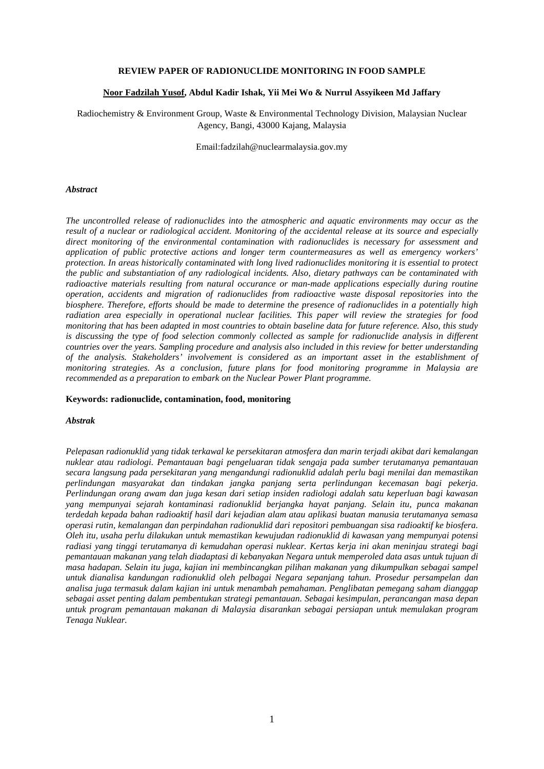# REVIEW PAPER OF RADIONUCLIDE MONITORING IN FOOD SAMPLE

**<u>Noor Fadzilah Yusof</u>, Abdul Kadir Ishak, Yii Mei Wo & Nurrul Assyikeen Md Jaffary**

Radiochemistry & Environment Group, Waste & Environmental Technology Division, Malaysian Nuclear Agency, Bangi, 43000 Kajang, Malaysia

Email:fadzilah@nuclearmalaysia.gov.my

***Abstract***

*The uncontrolled release of radionuclides into the atmospheric and aquatic environments may occur as the result of a nuclear or radiological accident. Monitoring of the accidental release at its source and especially direct monitoring of the environmental contamination with radionuclides is necessary for assessment and application of public protective actions and longer term countermeasures as well as emergency workers' protection. In areas historically contaminated with long lived radionuclides monitoring it is essential to protect the public and substantiation of any radiological incidents. Also, dietary pathways can be contaminated with radioactive materials resulting from natural occurance or man-made applications especially during routine operation, accidents and migration of radionuclides from radioactive waste disposal repositories into the biosphere. Therefore, efforts should be made to determine the presence of radionuclides in a potentially high radiation area especially in operational nuclear facilities. This paper will review the strategies for food monitoring that has been adapted in most countries to obtain baseline data for future reference. Also, this study is discussing the type of food selection commonly collected as sample for radionuclide analysis in different countries over the years. Sampling procedure and analysis also included in this review for better understanding of the analysis. Stakeholders' involvement is considered as an important asset in the establishment of monitoring strategies. As a conclusion, future plans for food monitoring programme in Malaysia are recommended as a preparation to embark on the Nuclear Power Plant programme.*

**Keywords: radionuclide, contamination, food, monitoring**

***Abstrak***

*Pelepasan radionuklid yang tidak terkawal ke persekitaran atmosfera dan marin terjadi akibat dari kemalangan nuklear atau radiologi. Pemantauan bagi pengeluaran tidak sengaja pada sumber terutamanya pemantauan secara langsung pada persekitaran yang mengandungi radionuklid adalah perlu bagi menilai dan memastikan perlindungan masyarakat dan tindakan jangka panjang serta perlindungan kecemasan bagi pekerja. Perlindungan orang awam dan juga kesan dari setiap insiden radiologi adalah satu keperluan bagi kawasan yang mempunyai sejarah kontaminasi radionuklid berjangka hayat panjang. Selain itu, punca makanan terdedah kepada bahan radioaktif hasil dari kejadian alam atau aplikasi buatan manusia terutamanya semasa operasi rutin, kemalangan dan perpindahan radionuklid dari repositori pembuangan sisa radioaktif ke biosfera. Oleh itu, usaha perlu dilakukan untuk memastikan kewujudan radionuklid di kawasan yang mempunyai potensi radiasi yang tinggi terutamanya di kemudahan operasi nuklear. Kertas kerja ini akan meninjau strategi bagi pemantauan makanan yang telah diadaptasi di kebanyakan Negara untuk memperoled data asas untuk tujuan di masa hadapan. Selain itu juga, kajian ini membincangkan pilihan makanan yang dikumpulkan sebagai sampel untuk dianalisa kandungan radionuklid oleh pelbagai Negara sepanjang tahun. Prosedur persampelan dan analisa juga termasuk dalam kajian ini untuk menambah pemahaman. Penglibatan pemegang saham dianggap sebagai asset penting dalam pembentukan strategi pemantauan. Sebagai kesimpulan, perancangan masa depan untuk program pemantauan makanan di Malaysia disarankan sebagai persiapan untuk memulakan program Tenaga Nuklear.*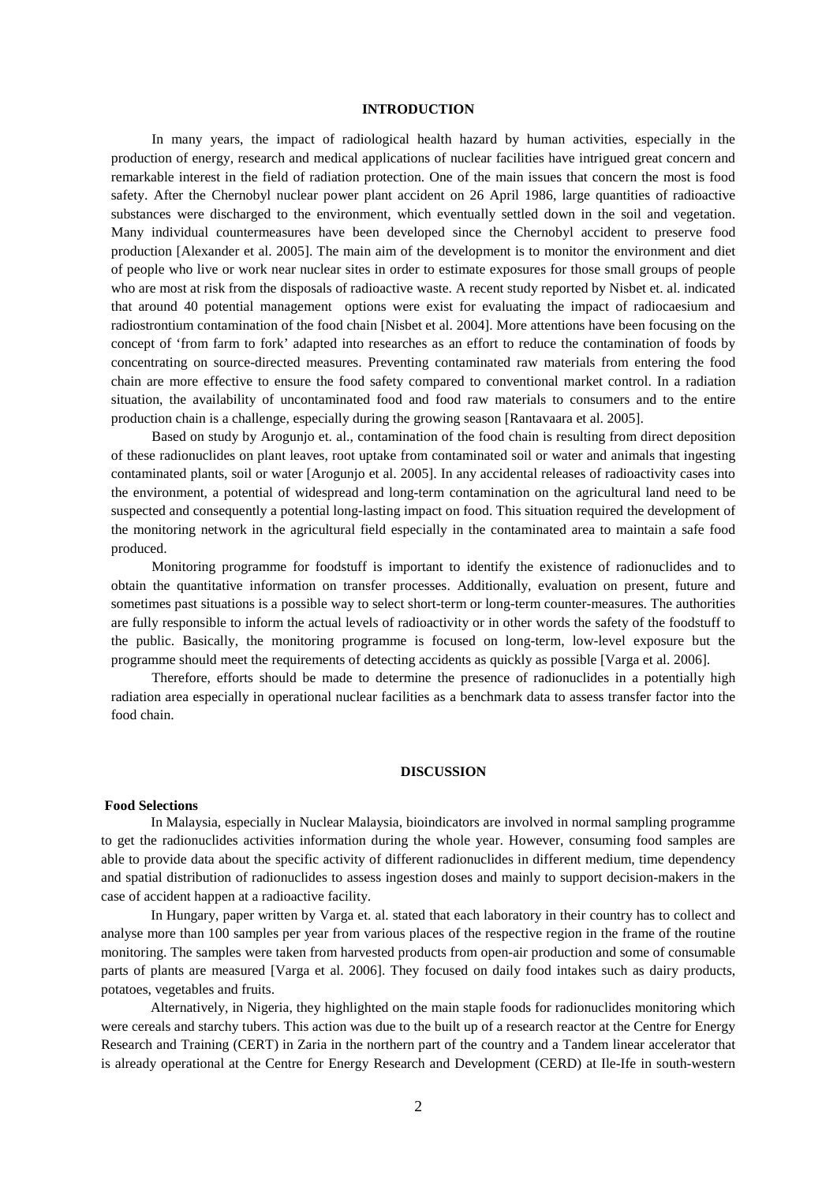## INTRODUCTION

In many years, the impact of radiological health hazard by human activities, especially in the production of energy, research and medical applications of nuclear facilities have intrigued great concern and remarkable interest in the field of radiation protection. One of the main issues that concern the most is food safety. After the Chernobyl nuclear power plant accident on 26 April 1986, large quantities of radioactive substances were discharged to the environment, which eventually settled down in the soil and vegetation. Many individual countermeasures have been developed since the Chernobyl accident to preserve food production [Alexander et al. 2005]. The main aim of the development is to monitor the environment and diet of people who live or work near nuclear sites in order to estimate exposures for those small groups of people who are most at risk from the disposals of radioactive waste. A recent study reported by Nisbet et. al. indicated that around 40 potential management options were exist for evaluating the impact of radiocaesium and radiostrontium contamination of the food chain [Nisbet et al. 2004]. More attentions have been focusing on the concept of 'from farm to fork' adapted into researches as an effort to reduce the contamination of foods by concentrating on source-directed measures. Preventing contaminated raw materials from entering the food chain are more effective to ensure the food safety compared to conventional market control. In a radiation situation, the availability of uncontaminated food and food raw materials to consumers and to the entire production chain is a challenge, especially during the growing season [Rantavaara et al. 2005].

Based on study by Arogunjo et. al., contamination of the food chain is resulting from direct deposition of these radionuclides on plant leaves, root uptake from contaminated soil or water and animals that ingesting contaminated plants, soil or water [Arogunjo et al. 2005]. In any accidental releases of radioactivity cases into the environment, a potential of widespread and long-term contamination on the agricultural land need to be suspected and consequently a potential long-lasting impact on food. This situation required the development of the monitoring network in the agricultural field especially in the contaminated area to maintain a safe food produced.

Monitoring programme for foodstuff is important to identify the existence of radionuclides and to obtain the quantitative information on transfer processes. Additionally, evaluation on present, future and sometimes past situations is a possible way to select short-term or long-term counter-measures. The authorities are fully responsible to inform the actual levels of radioactivity or in other words the safety of the foodstuff to the public. Basically, the monitoring programme is focused on long-term, low-level exposure but the programme should meet the requirements of detecting accidents as quickly as possible [Varga et al. 2006].

Therefore, efforts should be made to determine the presence of radionuclides in a potentially high radiation area especially in operational nuclear facilities as a benchmark data to assess transfer factor into the food chain.

## DISCUSSION

### Food Selections

In Malaysia, especially in Nuclear Malaysia, bioindicators are involved in normal sampling programme to get the radionuclides activities information during the whole year. However, consuming food samples are able to provide data about the specific activity of different radionuclides in different medium, time dependency and spatial distribution of radionuclides to assess ingestion doses and mainly to support decision-makers in the case of accident happen at a radioactive facility.

In Hungary, paper written by Varga et. al. stated that each laboratory in their country has to collect and analyse more than 100 samples per year from various places of the respective region in the frame of the routine monitoring. The samples were taken from harvested products from open-air production and some of consumable parts of plants are measured [Varga et al. 2006]. They focused on daily food intakes such as dairy products, potatoes, vegetables and fruits.

Alternatively, in Nigeria, they highlighted on the main staple foods for radionuclides monitoring which were cereals and starchy tubers. This action was due to the built up of a research reactor at the Centre for Energy Research and Training (CERT) in Zaria in the northern part of the country and a Tandem linear accelerator that is already operational at the Centre for Energy Research and Development (CERD) at Ile-Ife in south-western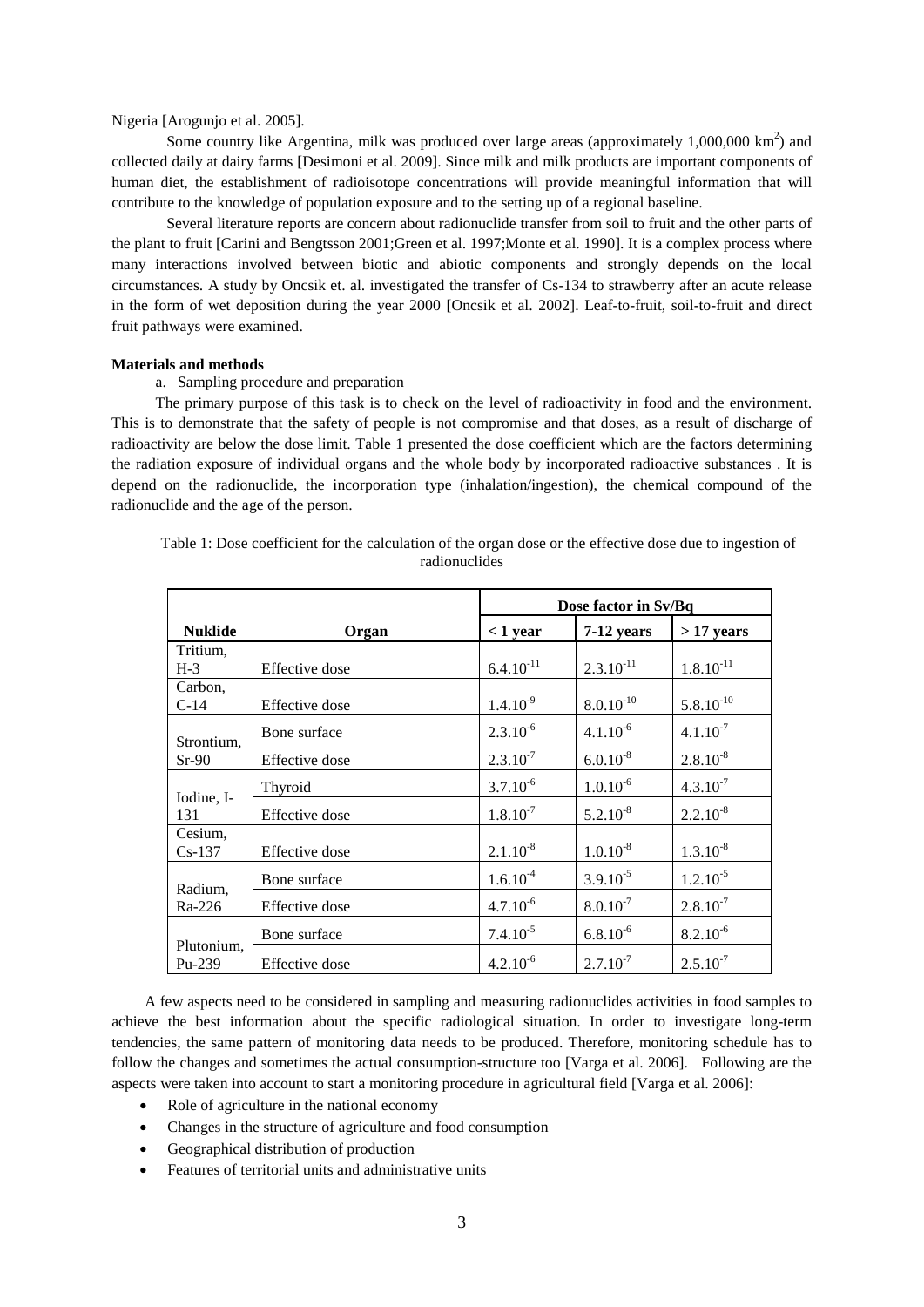Nigeria [Arogunjo et al. 2005].

Some country like Argentina, milk was produced over large areas (approximately 1,000,000 $km^2$) and collected daily at dairy farms [Desimoni et al. 2009]. Since milk and milk products are important components of human diet, the establishment of radioisotope concentrations will provide meaningful information that will contribute to the knowledge of population exposure and to the setting up of a regional baseline.

Several literature reports are concern about radionuclide transfer from soil to fruit and the other parts of the plant to fruit [Carini and Bengtsson 2001;Green et al. 1997;Monte et al. 1990]. It is a complex process where many interactions involved between biotic and abiotic components and strongly depends on the local circumstances. A study by Oncsik et. al. investigated the transfer of Cs-134 to strawberry after an acute release in the form of wet deposition during the year 2000 [Oncsik et al. 2002]. Leaf-to-fruit, soil-to-fruit and direct fruit pathways were examined.

**Materials and methods**

a. Sampling procedure and preparation

The primary purpose of this task is to check on the level of radioactivity in food and the environment. This is to demonstrate that the safety of people is not compromise and that doses, as a result of discharge of radioactivity are below the dose limit. Table 1 presented the dose coefficient which are the factors determining the radiation exposure of individual organs and the whole body by incorporated radioactive substances . It is depend on the radionuclide, the incorporation type (inhalation/ingestion), the chemical compound of the radionuclide and the age of the person.

Table 1: Dose coefficient for the calculation of the organ dose or the effective dose due to ingestion of radionuclides

| | | Dose factor in Sv/Bq | | |
|---|---|---|---|---|
| **Nuklide** | **Organ** | **< 1 year** | **7-12 years** | **> 17 years** |
| Tritium, H-3 | Effective dose | $6.4.10^{-11}$ | $2.3.10^{-11}$ | $1.8.10^{-11}$ |
| Carbon, C-14 | Effective dose | $1.4.10^{-9}$ | $8.0.10^{-10}$ | $5.8.10^{-10}$ |
| Strontium, Sr-90 | Bone surface | $2.3.10^{-6}$ | $4.1.10^{-6}$ | $4.1.10^{-7}$ |
| | Effective dose | $2.3.10^{-7}$ | $6.0.10^{-8}$ | $2.8.10^{-8}$ |
| Iodine, I-131 | Thyroid | $3.7.10^{-6}$ | $1.0.10^{-6}$ | $4.3.10^{-7}$ |
| | Effective dose | $1.8.10^{-7}$ | $5.2.10^{-8}$ | $2.2.10^{-8}$ |
| Cesium, Cs-137 | Effective dose | $2.1.10^{-8}$ | $1.0.10^{-8}$ | $1.3.10^{-8}$ |
| Radium, Ra-226 | Bone surface | $1.6.10^{-4}$ | $3.9.10^{-5}$ | $1.2.10^{-5}$ |
| | Effective dose | $4.7.10^{-6}$ | $8.0.10^{-7}$ | $2.8.10^{-7}$ |
| Plutonium, Pu-239 | Bone surface | $7.4.10^{-5}$ | $6.8.10^{-6}$ | $8.2.10^{-6}$ |
| | Effective dose | $4.2.10^{-6}$ | $2.7.10^{-7}$ | $2.5.10^{-7}$ |

A few aspects need to be considered in sampling and measuring radionuclides activities in food samples to achieve the best information about the specific radiological situation. In order to investigate long-term tendencies, the same pattern of monitoring data needs to be produced. Therefore, monitoring schedule has to follow the changes and sometimes the actual consumption-structure too [Varga et al. 2006]. Following are the aspects were taken into account to start a monitoring procedure in agricultural field [Varga et al. 2006]:

- Role of agriculture in the national economy
- Changes in the structure of agriculture and food consumption
- Geographical distribution of production
- Features of territorial units and administrative units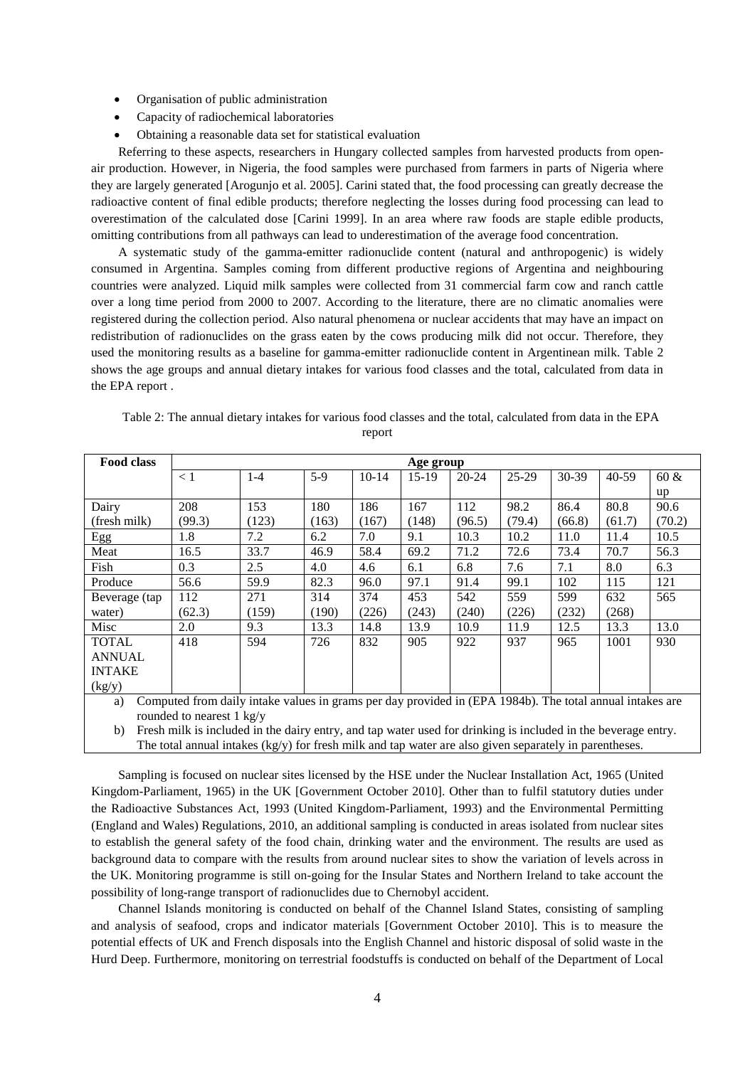- Organisation of public administration
- Capacity of radiochemical laboratories
- Obtaining a reasonable data set for statistical evaluation

Referring to these aspects, researchers in Hungary collected samples from harvested products from open-air production. However, in Nigeria, the food samples were purchased from farmers in parts of Nigeria where they are largely generated [Arogunjo et al. 2005]. Carini stated that, the food processing can greatly decrease the radioactive content of final edible products; therefore neglecting the losses during food processing can lead to overestimation of the calculated dose [Carini 1999]. In an area where raw foods are staple edible products, omitting contributions from all pathways can lead to underestimation of the average food concentration.

A systematic study of the gamma-emitter radionuclide content (natural and anthropogenic) is widely consumed in Argentina. Samples coming from different productive regions of Argentina and neighbouring countries were analyzed. Liquid milk samples were collected from 31 commercial farm cow and ranch cattle over a long time period from 2000 to 2007. According to the literature, there are no climatic anomalies were registered during the collection period. Also natural phenomena or nuclear accidents that may have an impact on redistribution of radionuclides on the grass eaten by the cows producing milk did not occur. Therefore, they used the monitoring results as a baseline for gamma-emitter radionuclide content in Argentinean milk. Table 2 shows the age groups and annual dietary intakes for various food classes and the total, calculated from data in the EPA report .

Table 2: The annual dietary intakes for various food classes and the total, calculated from data in the EPA report

| Food class | Age group | | | | | | | | | |
|---|---|---|---|---|---|---|---|---|---|---|
| | < 1 | 1-4 | 5-9 | 10-14 | 15-19 | 20-24 | 25-29 | 30-39 | 40-59 | 60 & up |
| Dairy (fresh milk) | 208 (99.3) | 153 (123) | 180 (163) | 186 (167) | 167 (148) | 112 (96.5) | 98.2 (79.4) | 86.4 (66.8) | 80.8 (61.7) | 90.6 (70.2) |
| Egg | 1.8 | 7.2 | 6.2 | 7.0 | 9.1 | 10.3 | 10.2 | 11.0 | 11.4 | 10.5 |
| Meat | 16.5 | 33.7 | 46.9 | 58.4 | 69.2 | 71.2 | 72.6 | 73.4 | 70.7 | 56.3 |
| Fish | 0.3 | 2.5 | 4.0 | 4.6 | 6.1 | 6.8 | 7.6 | 7.1 | 8.0 | 6.3 |
| Produce | 56.6 | 59.9 | 82.3 | 96.0 | 97.1 | 91.4 | 99.1 | 102 | 115 | 121 |
| Beverage (tap water) | 112 (62.3) | 271 (159) | 314 (190) | 374 (226) | 453 (243) | 542 (240) | 559 (226) | 599 (232) | 632 (268) | 565 |
| Misc | 2.0 | 9.3 | 13.3 | 14.8 | 13.9 | 10.9 | 11.9 | 12.5 | 13.3 | 13.0 |
| TOTAL ANNUAL INTAKE (kg/y) | 418 | 594 | 726 | 832 | 905 | 922 | 937 | 965 | 1001 | 930 |

a) Computed from daily intake values in grams per day provided in (EPA 1984b). The total annual intakes are rounded to nearest 1 kg/y

b) Fresh milk is included in the dairy entry, and tap water used for drinking is included in the beverage entry. The total annual intakes (kg/y) for fresh milk and tap water are also given separately in parentheses.

Sampling is focused on nuclear sites licensed by the HSE under the Nuclear Installation Act, 1965 (United Kingdom-Parliament, 1965) in the UK [Government October 2010]. Other than to fulfil statutory duties under the Radioactive Substances Act, 1993 (United Kingdom-Parliament, 1993) and the Environmental Permitting (England and Wales) Regulations, 2010, an additional sampling is conducted in areas isolated from nuclear sites to establish the general safety of the food chain, drinking water and the environment. The results are used as background data to compare with the results from around nuclear sites to show the variation of levels across in the UK. Monitoring programme is still on-going for the Insular States and Northern Ireland to take account the possibility of long-range transport of radionuclides due to Chernobyl accident.

Channel Islands monitoring is conducted on behalf of the Channel Island States, consisting of sampling and analysis of seafood, crops and indicator materials [Government October 2010]. This is to measure the potential effects of UK and French disposals into the English Channel and historic disposal of solid waste in the Hurd Deep. Furthermore, monitoring on terrestrial foodstuffs is conducted on behalf of the Department of Local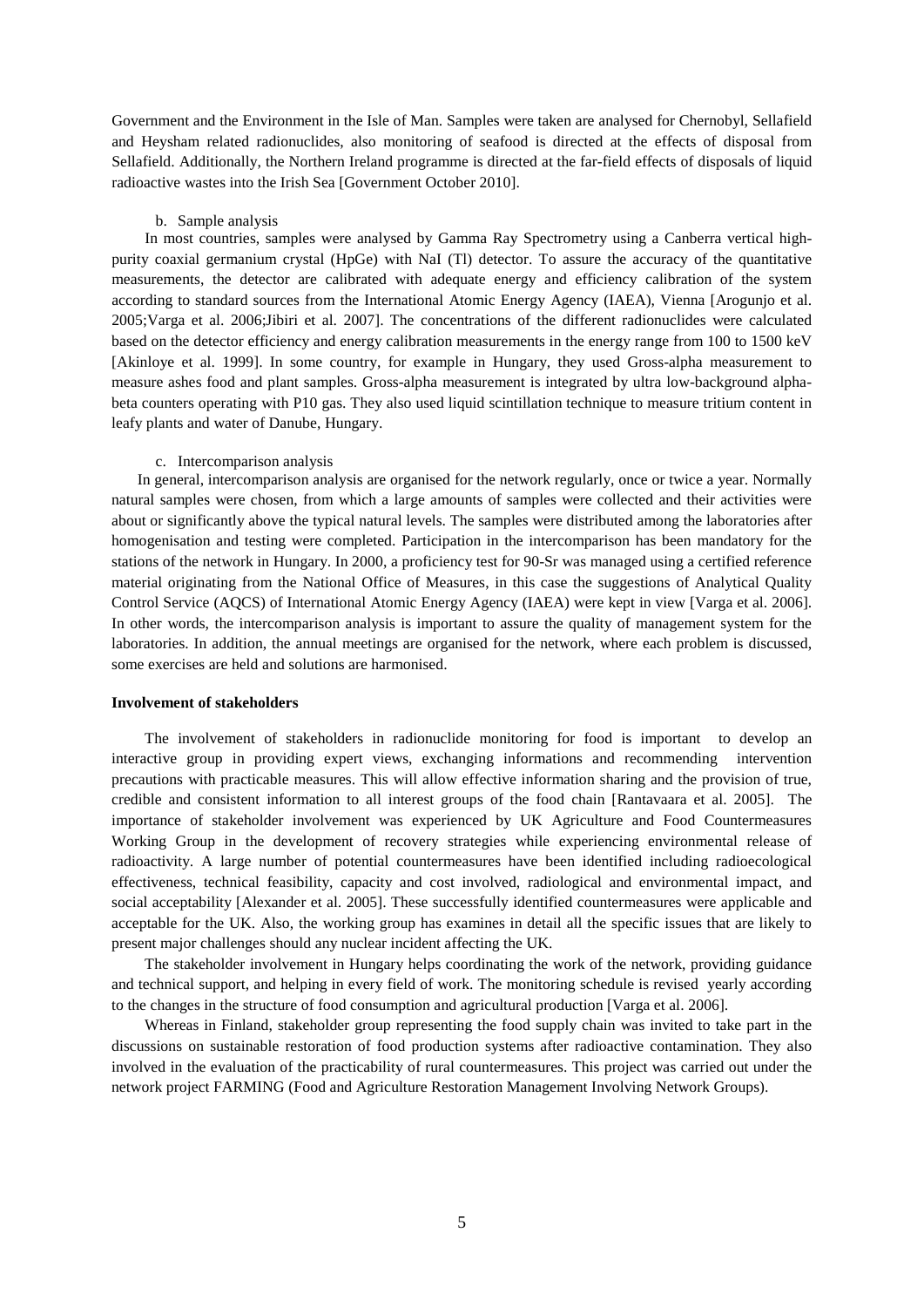Government and the Environment in the Isle of Man. Samples were taken are analysed for Chernobyl, Sellafield and Heysham related radionuclides, also monitoring of seafood is directed at the effects of disposal from Sellafield. Additionally, the Northern Ireland programme is directed at the far-field effects of disposals of liquid radioactive wastes into the Irish Sea [Government October 2010].

b. Sample analysis

In most countries, samples were analysed by Gamma Ray Spectrometry using a Canberra vertical high-purity coaxial germanium crystal (HpGe) with NaI (Tl) detector. To assure the accuracy of the quantitative measurements, the detector are calibrated with adequate energy and efficiency calibration of the system according to standard sources from the International Atomic Energy Agency (IAEA), Vienna [Arogunjo et al. 2005;Varga et al. 2006;Jibiri et al. 2007]. The concentrations of the different radionuclides were calculated based on the detector efficiency and energy calibration measurements in the energy range from 100 to 1500 keV [Akinloye et al. 1999]. In some country, for example in Hungary, they used Gross-alpha measurement to measure ashes food and plant samples. Gross-alpha measurement is integrated by ultra low-background alpha-beta counters operating with P10 gas. They also used liquid scintillation technique to measure tritium content in leafy plants and water of Danube, Hungary.

c. Intercomparison analysis

In general, intercomparison analysis are organised for the network regularly, once or twice a year. Normally natural samples were chosen, from which a large amounts of samples were collected and their activities were about or significantly above the typical natural levels. The samples were distributed among the laboratories after homogenisation and testing were completed. Participation in the intercomparison has been mandatory for the stations of the network in Hungary. In 2000, a proficiency test for 90-Sr was managed using a certified reference material originating from the National Office of Measures, in this case the suggestions of Analytical Quality Control Service (AQCS) of International Atomic Energy Agency (IAEA) were kept in view [Varga et al. 2006]. In other words, the intercomparison analysis is important to assure the quality of management system for the laboratories. In addition, the annual meetings are organised for the network, where each problem is discussed, some exercises are held and solutions are harmonised.

**Involvement of stakeholders**

The involvement of stakeholders in radionuclide monitoring for food is important to develop an interactive group in providing expert views, exchanging informations and recommending intervention precautions with practicable measures. This will allow effective information sharing and the provision of true, credible and consistent information to all interest groups of the food chain [Rantavaara et al. 2005]. The importance of stakeholder involvement was experienced by UK Agriculture and Food Countermeasures Working Group in the development of recovery strategies while experiencing environmental release of radioactivity. A large number of potential countermeasures have been identified including radioecological effectiveness, technical feasibility, capacity and cost involved, radiological and environmental impact, and social acceptability [Alexander et al. 2005]. These successfully identified countermeasures were applicable and acceptable for the UK. Also, the working group has examines in detail all the specific issues that are likely to present major challenges should any nuclear incident affecting the UK.

The stakeholder involvement in Hungary helps coordinating the work of the network, providing guidance and technical support, and helping in every field of work. The monitoring schedule is revised yearly according to the changes in the structure of food consumption and agricultural production [Varga et al. 2006].

Whereas in Finland, stakeholder group representing the food supply chain was invited to take part in the discussions on sustainable restoration of food production systems after radioactive contamination. They also involved in the evaluation of the practicability of rural countermeasures. This project was carried out under the network project FARMING (Food and Agriculture Restoration Management Involving Network Groups).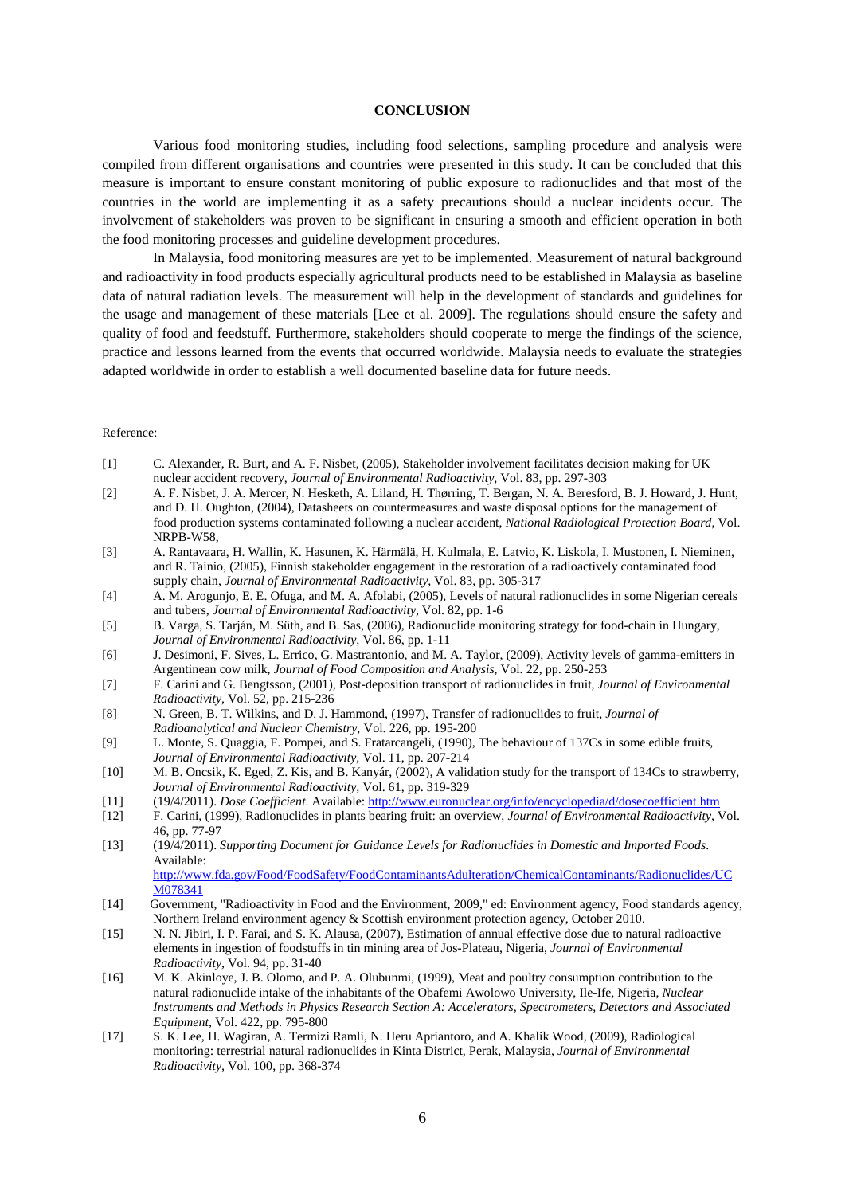## CONCLUSION

Various food monitoring studies, including food selections, sampling procedure and analysis were compiled from different organisations and countries were presented in this study. It can be concluded that this measure is important to ensure constant monitoring of public exposure to radionuclides and that most of the countries in the world are implementing it as a safety precautions should a nuclear incidents occur. The involvement of stakeholders was proven to be significant in ensuring a smooth and efficient operation in both the food monitoring processes and guideline development procedures.

In Malaysia, food monitoring measures are yet to be implemented. Measurement of natural background and radioactivity in food products especially agricultural products need to be established in Malaysia as baseline data of natural radiation levels. The measurement will help in the development of standards and guidelines for the usage and management of these materials [Lee et al. 2009]. The regulations should ensure the safety and quality of food and feedstuff. Furthermore, stakeholders should cooperate to merge the findings of the science, practice and lessons learned from the events that occurred worldwide. Malaysia needs to evaluate the strategies adapted worldwide in order to establish a well documented baseline data for future needs.

Reference:

[1] C. Alexander, R. Burt, and A. F. Nisbet, (2005), Stakeholder involvement facilitates decision making for UK nuclear accident recovery, *Journal of Environmental Radioactivity,* Vol. 83, pp. 297-303

[2] A. F. Nisbet, J. A. Mercer, N. Hesketh, A. Liland, H. Thørring, T. Bergan, N. A. Beresford, B. J. Howard, J. Hunt, and D. H. Oughton, (2004), Datasheets on countermeasures and waste disposal options for the management of food production systems contaminated following a nuclear accident, *National Radiological Protection Board,* Vol. NRPB-W58,

[3] A. Rantavaara, H. Wallin, K. Hasunen, K. Härmälä, H. Kulmala, E. Latvio, K. Liskola, I. Mustonen, I. Nieminen, and R. Tainio, (2005), Finnish stakeholder engagement in the restoration of a radioactively contaminated food supply chain, *Journal of Environmental Radioactivity,* Vol. 83, pp. 305-317

[4] A. M. Arogunjo, E. E. Ofuga, and M. A. Afolabi, (2005), Levels of natural radionuclides in some Nigerian cereals and tubers, *Journal of Environmental Radioactivity,* Vol. 82, pp. 1-6

[5] B. Varga, S. Tarján, M. Süth, and B. Sas, (2006), Radionuclide monitoring strategy for food-chain in Hungary, *Journal of Environmental Radioactivity,* Vol. 86, pp. 1-11

[6] J. Desimoni, F. Sives, L. Errico, G. Mastrantonio, and M. A. Taylor, (2009), Activity levels of gamma-emitters in Argentinean cow milk, *Journal of Food Composition and Analysis,* Vol. 22, pp. 250-253

[7] F. Carini and G. Bengtsson, (2001), Post-deposition transport of radionuclides in fruit, *Journal of Environmental Radioactivity,* Vol. 52, pp. 215-236

[8] N. Green, B. T. Wilkins, and D. J. Hammond, (1997), Transfer of radionuclides to fruit, *Journal of Radioanalytical and Nuclear Chemistry,* Vol. 226, pp. 195-200

[9] L. Monte, S. Quaggia, F. Pompei, and S. Fratarcangeli, (1990), The behaviour of 137Cs in some edible fruits, *Journal of Environmental Radioactivity,* Vol. 11, pp. 207-214

[10] M. B. Oncsik, K. Eged, Z. Kis, and B. Kanyár, (2002), A validation study for the transport of 134Cs to strawberry, *Journal of Environmental Radioactivity,* Vol. 61, pp. 319-329

[11] (19/4/2011). *Dose Coefficient.* Available: http://www.euronuclear.org/info/encyclopedia/d/dosecoefficient.htm

[12] F. Carini, (1999), Radionuclides in plants bearing fruit: an overview, *Journal of Environmental Radioactivity,* Vol. 46, pp. 77-97

[13] (19/4/2011). *Supporting Document for Guidance Levels for Radionuclides in Domestic and Imported Foods.* Available: http://www.fda.gov/Food/FoodSafety/FoodContaminantsAdulteration/ChemicalContaminants/Radionuclides/UCM078341

[14] Government, "Radioactivity in Food and the Environment, 2009," ed: Environment agency, Food standards agency, Northern Ireland environment agency & Scottish environment protection agency, October 2010.

[15] N. N. Jibiri, I. P. Farai, and S. K. Alausa, (2007), Estimation of annual effective dose due to natural radioactive elements in ingestion of foodstuffs in tin mining area of Jos-Plateau, Nigeria, *Journal of Environmental Radioactivity,* Vol. 94, pp. 31-40

[16] M. K. Akinloye, J. B. Olomo, and P. A. Olubunmi, (1999), Meat and poultry consumption contribution to the natural radionuclide intake of the inhabitants of the Obafemi Awolowo University, Ile-Ife, Nigeria, *Nuclear Instruments and Methods in Physics Research Section A: Accelerators, Spectrometers, Detectors and Associated Equipment,* Vol. 422, pp. 795-800

[17] S. K. Lee, H. Wagiran, A. Termizi Ramli, N. Heru Apriantoro, and A. Khalik Wood, (2009), Radiological monitoring: terrestrial natural radionuclides in Kinta District, Perak, Malaysia, *Journal of Environmental Radioactivity,* Vol. 100, pp. 368-374